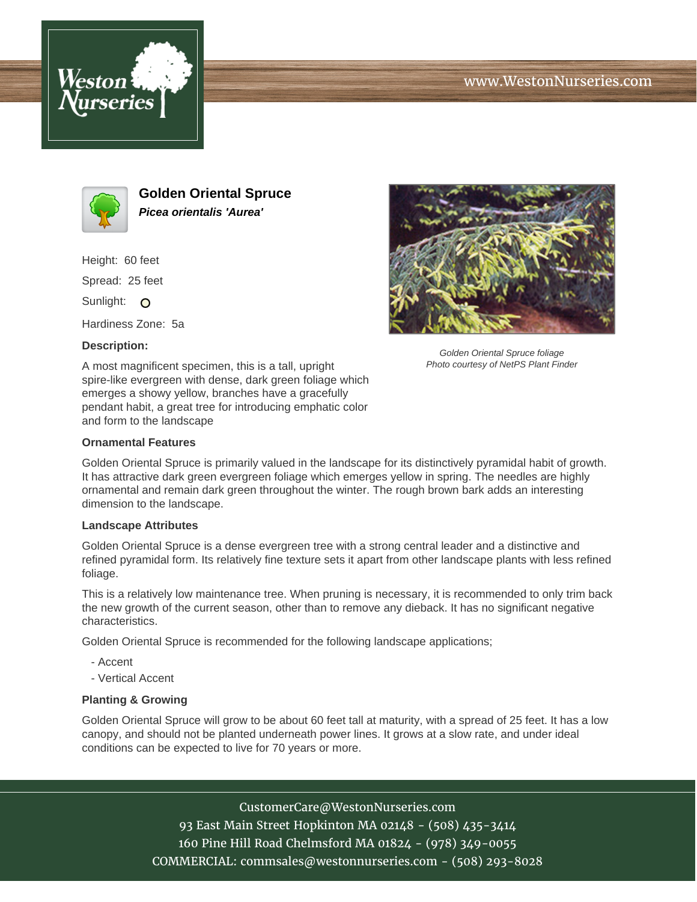Weston Nurseries

www.WestonNurseries.com

# Golden Oriental Spruce

***Picea orientalis 'Aurea'***

Height: 60 feet

Spread: 25 feet

Sunlight: O

Hardiness Zone: 5a

**Description:**

A most magnificent specimen, this is a tall, upright spire-like evergreen with dense, dark green foliage which emerges a showy yellow, branches have a gracefully pendant habit, a great tree for introducing emphatic color and form to the landscape

*Golden Oriental Spruce foliage*
*Photo courtesy of NetPS Plant Finder*

### Ornamental Features

Golden Oriental Spruce is primarily valued in the landscape for its distinctively pyramidal habit of growth. It has attractive dark green evergreen foliage which emerges yellow in spring. The needles are highly ornamental and remain dark green throughout the winter. The rough brown bark adds an interesting dimension to the landscape.

### Landscape Attributes

Golden Oriental Spruce is a dense evergreen tree with a strong central leader and a distinctive and refined pyramidal form. Its relatively fine texture sets it apart from other landscape plants with less refined foliage.

This is a relatively low maintenance tree. When pruning is necessary, it is recommended to only trim back the new growth of the current season, other than to remove any dieback. It has no significant negative characteristics.

Golden Oriental Spruce is recommended for the following landscape applications;

- Accent
- Vertical Accent

### Planting & Growing

Golden Oriental Spruce will grow to be about 60 feet tall at maturity, with a spread of 25 feet. It has a low canopy, and should not be planted underneath power lines. It grows at a slow rate, and under ideal conditions can be expected to live for 70 years or more.

CustomerCare@WestonNurseries.com
93 East Main Street Hopkinton MA 02148 - (508) 435-3414
160 Pine Hill Road Chelmsford MA 01824 - (978) 349-0055
COMMERCIAL: commsales@westonnurseries.com - (508) 293-8028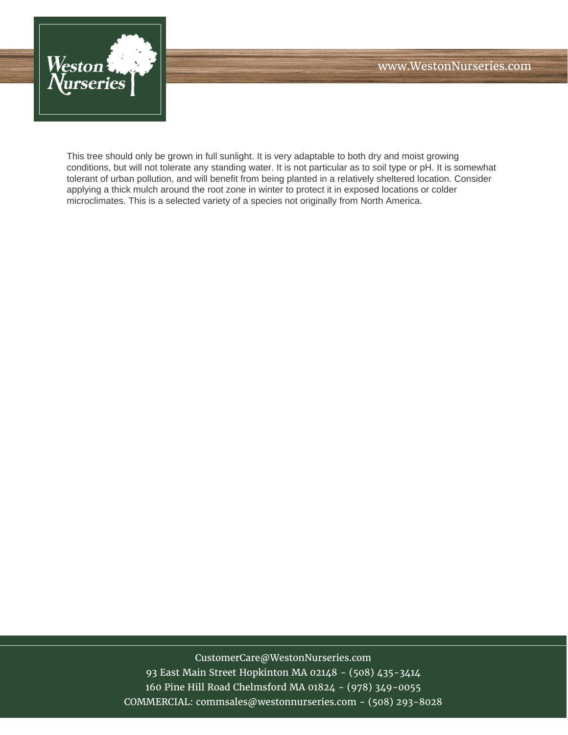This tree should only be grown in full sunlight. It is very adaptable to both dry and moist growing conditions, but will not tolerate any standing water. It is not particular as to soil type or pH. It is somewhat tolerant of urban pollution, and will benefit from being planted in a relatively sheltered location. Consider applying a thick mulch around the root zone in winter to protect it in exposed locations or colder microclimates. This is a selected variety of a species not originally from North America.